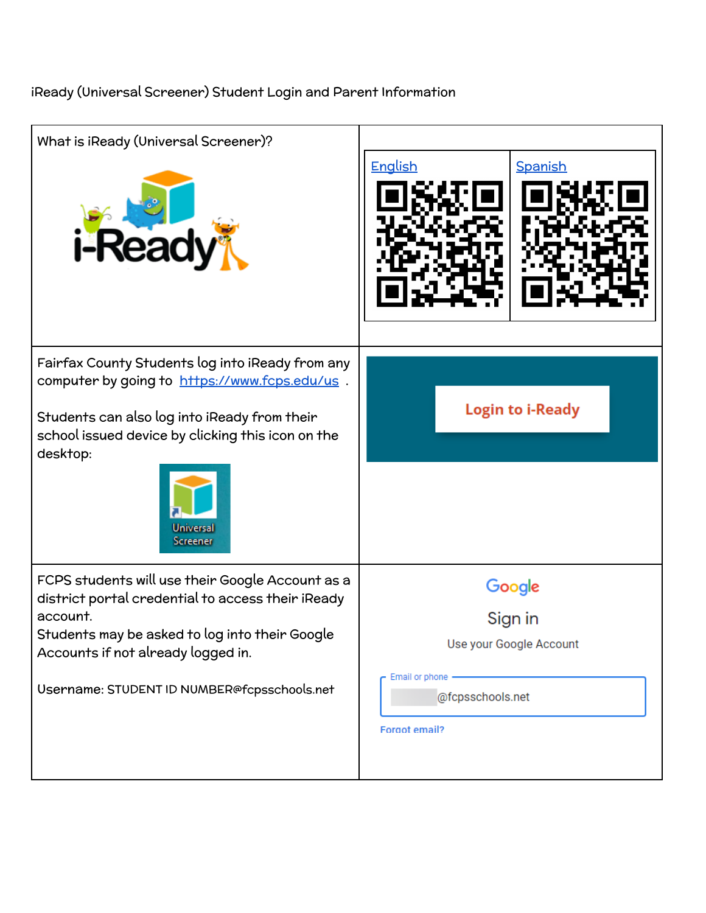iReady (Universal Screener) Student Login and Parent Information

| What is iReady (Universal Screener)? | English / Spanish |
| --- | --- |
| Fairfax County Students log into iReady from any computer by going to https://www.fcps.edu/us .<br><br>Students can also log into iReady from their school issued device by clicking this icon on the desktop:<br><br>Universal Screener | Login to i-Ready |
| FCPS students will use their Google Account as a district portal credential to access their iReady account.<br>Students may be asked to log into their Google Accounts if not already logged in.<br><br>Username: STUDENT ID NUMBER@fcpsschools.net | Google<br>Sign in<br>Use your Google Account<br>Email or phone<br>@fcpsschools.net<br>Forgot email? |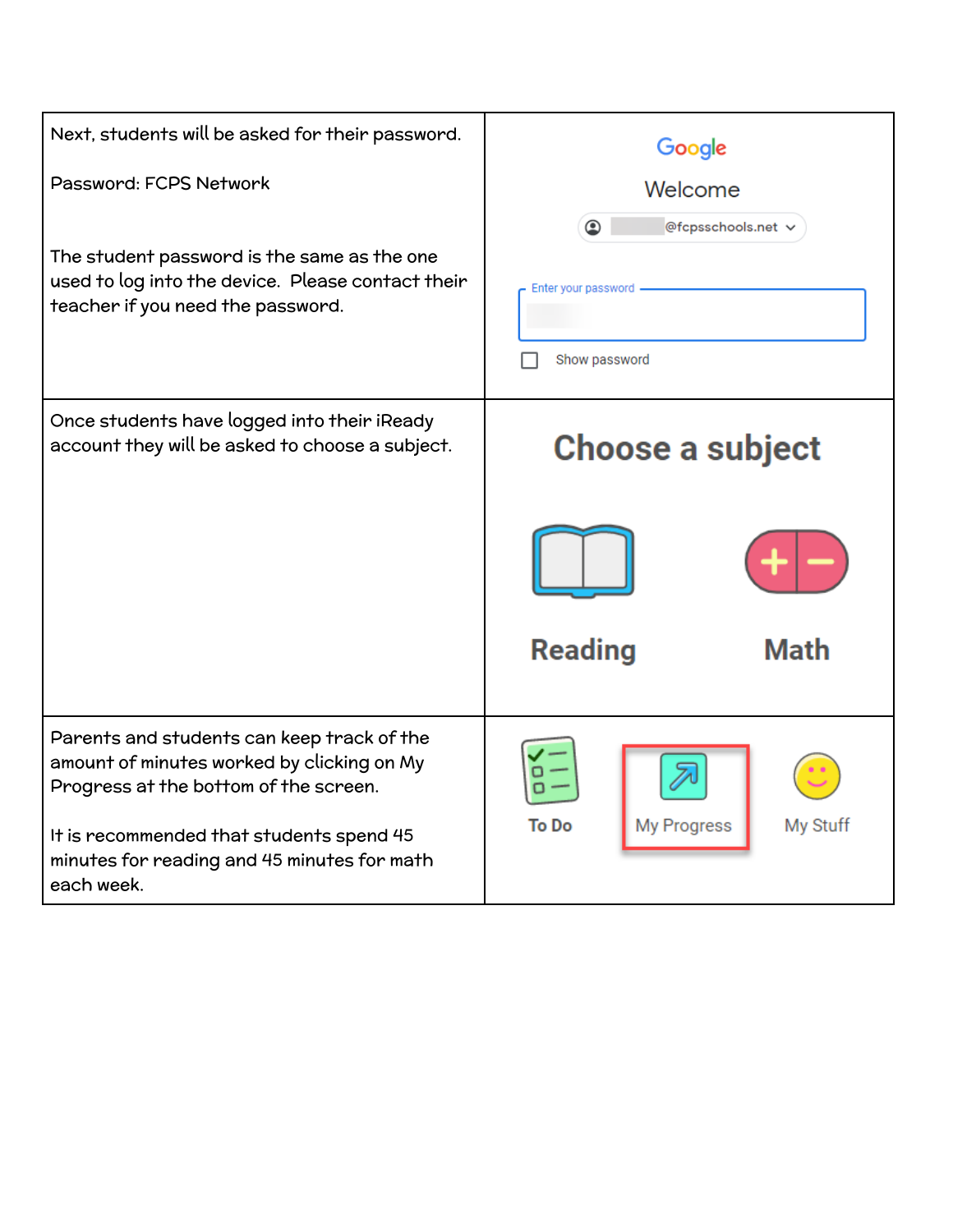| | |
|---|---|
| Next, students will be asked for their password.<br><br>Password: FCPS Network<br><br>The student password is the same as the one used to log into the device. Please contact their teacher if you need the password. | Google<br>Welcome<br>@fcpsschools.net<br>Enter your password<br>Show password |
| Once students have logged into their iReady account they will be asked to choose a subject. | Choose a subject<br>Reading Math |
| Parents and students can keep track of the amount of minutes worked by clicking on My Progress at the bottom of the screen.<br><br>It is recommended that students spend 45 minutes for reading and 45 minutes for math each week. | To Do My Progress My Stuff |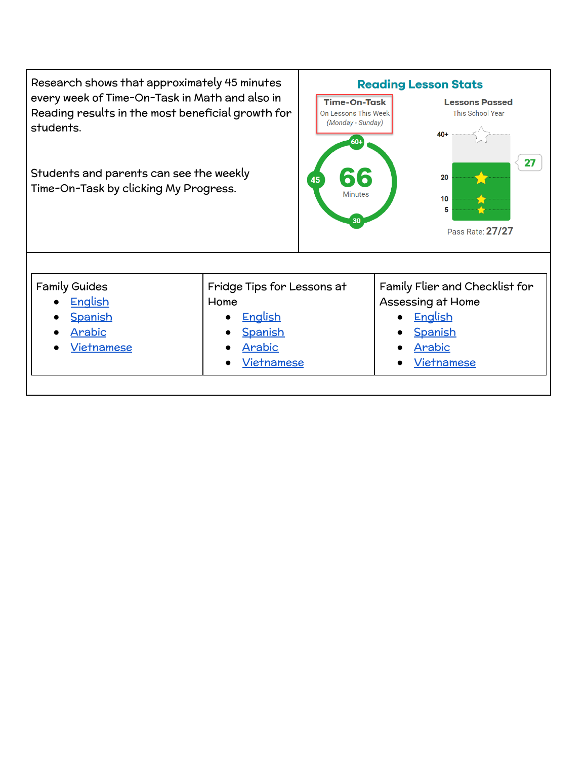Research shows that approximately 45 minutes every week of Time-On-Task in Math and also in Reading results in the most beneficial growth for students.

Students and parents can see the weekly Time-On-Task by clicking My Progress.

**Reading Lesson Stats**

Time-On-Task
On Lessons This Week
*(Monday - Sunday)*

60+
45
66
Minutes
30

Lessons Passed
This School Year

40+
27
20
10
5

Pass Rate: 27/27

| | | |
|---|---|---|
| Family Guides<br>• English<br>• Spanish<br>• Arabic<br>• Vietnamese | Fridge Tips for Lessons at Home<br>• English<br>• Spanish<br>• Arabic<br>• Vietnamese | Family Flier and Checklist for Assessing at Home<br>• English<br>• Spanish<br>• Arabic<br>• Vietnamese |